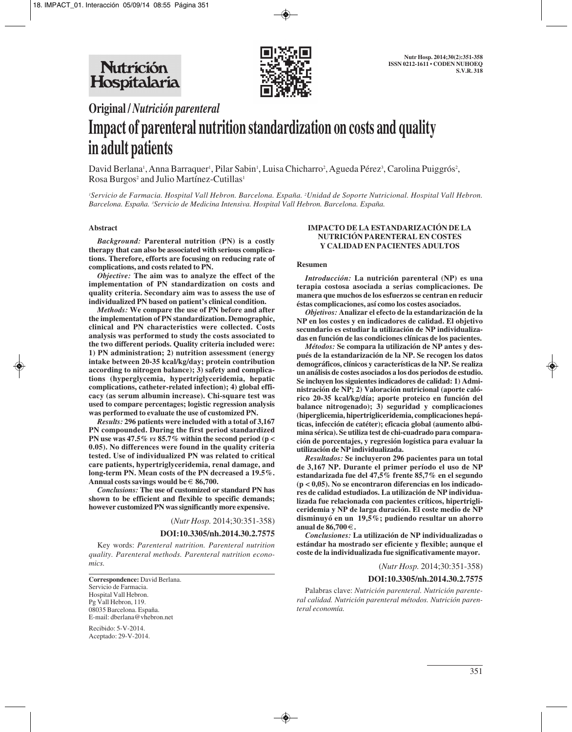Original / *Nutrición parenteral*

# Impact of parenteral nutrition standardization on costs and quality in adult patients

David Berlana[1], Anna Barraquer[1], Pilar Sabin[1], Luisa Chicharro[2], Agueda Pérez[3], Carolina Puiggrós[2], Rosa Burgos[2] and Julio Martínez-Cutillas[1]

*[1]Servicio de Farmacia. Hospital Vall Hebron. Barcelona. España. [2]Unidad de Soporte Nutricional. Hospital Vall Hebron. Barcelona. España. [3]Servicio de Medicina Intensiva. Hospital Vall Hebron. Barcelona. España.*

## Abstract

***Background:*** **Parenteral nutrition (PN) is a costly therapy that can also be associated with serious complications. Therefore, efforts are focusing on reducing rate of complications, and costs related to PN.**

***Objective:*** **The aim was to analyze the effect of the implementation of PN standardization on costs and quality criteria. Secondary aim was to assess the use of individualized PN based on patient's clinical condition.**

***Methods:*** **We compare the use of PN before and after the implementation of PN standardization. Demographic, clinical and PN characteristics were collected. Costs analysis was performed to study the costs associated to the two different periods. Quality criteria included were: 1) PN administration; 2) nutrition assessment (energy intake between 20-35 kcal/kg/day; protein contribution according to nitrogen balance); 3) safety and complications (hyperglycemia, hypertriglyceridemia, hepatic complications, catheter-related infection); 4) global efficacy (as serum albumin increase). Chi-square test was used to compare percentages; logistic regression analysis was performed to evaluate the use of customized PN.**

***Results:*** **296 patients were included with a total of 3,167 PN compounded. During the first period standardized PN use was 47.5% *vs* 85.7% within the second period ($p < 0.05$). No differences were found in the quality criteria tested. Use of individualized PN was related to critical care patients, hypertriglyceridemia, renal damage, and long-term PN. Mean costs of the PN decreased a 19.5%. Annual costs savings would be € 86,700.**

***Conclusions:*** **The use of customized or standard PN has shown to be efficient and flexible to specific demands; however customized PN was significantly more expensive.**

(*Nutr Hosp.* 2014;30:351-358)

**DOI:10.3305/nh.2014.30.2.7575**

Key words: *Parenteral nutrition. Parenteral nutrition quality. Parenteral methods. Parenteral nutrition economics.*

**Correspondence:** David Berlana.
Servicio de Farmacia.
Hospital Vall Hebron.
Pg Vall Hebron, 119.
08035 Barcelona. España.
E-mail: dberlana@vhebron.net

Recibido: 5-V-2014.
Aceptado: 29-V-2014.

## IMPACTO DE LA ESTANDARIZACIÓN DE LA NUTRICIÓN PARENTERAL EN COSTES Y CALIDAD EN PACIENTES ADULTOS

### Resumen

***Introducción:*** **La nutrición parenteral (NP) es una terapia costosa asociada a serias complicaciones. De manera que muchos de los esfuerzos se centran en reducir éstas complicaciones, así como los costes asociados.**

***Objetivos:*** **Analizar el efecto de la estandarización de la NP en los costes y en indicadores de calidad. El objetivo secundario es estudiar la utilización de NP individualizadas en función de las condiciones clínicas de los pacientes.**

***Métodos:*** **Se compara la utilización de NP antes y después de la estandarización de la NP. Se recogen los datos demográficos, clínicos y características de la NP. Se realiza un análisis de costes asociados a los dos periodos de estudio. Se incluyen los siguientes indicadores de calidad: 1) Administración de NP; 2) Valoración nutricional (aporte calórico 20-35 kcal/kg/día; aporte proteico en función del balance nitrogenado); 3) seguridad y complicaciones (hiperglicemia, hipertrigliceridemia, complicaciones hepáticas, infección de catéter); eficacia global (aumento albúmina sérica). Se utiliza test de chi-cuadrado para comparación de porcentajes, y regresión logística para evaluar la utilización de NP individualizada.**

***Resultados:*** **Se incluyeron 296 pacientes para un total de 3,167 NP. Durante el primer período el uso de NP estandarizada fue del 47,5% frente 85,7% en el segundo ($p < 0,05$). No se encontraron diferencias en los indicadores de calidad estudiados. La utilización de NP individualizada fue relacionada con pacientes críticos, hipertrigliceridemia y NP de larga duración. El coste medio de NP disminuyó en un 19,5%; pudiendo resultar un ahorro anual de 86,700€.**

***Conclusiones:*** **La utilización de NP individualizadas o estándar ha mostrado ser eficiente y flexible; aunque el coste de la individualizada fue significativamente mayor.**

(*Nutr Hosp.* 2014;30:351-358)

**DOI:10.3305/nh.2014.30.2.7575**

Palabras clave: *Nutrición parenteral. Nutrición parenteral calidad. Nutrición parenteral métodos. Nutrición parenteral economía.*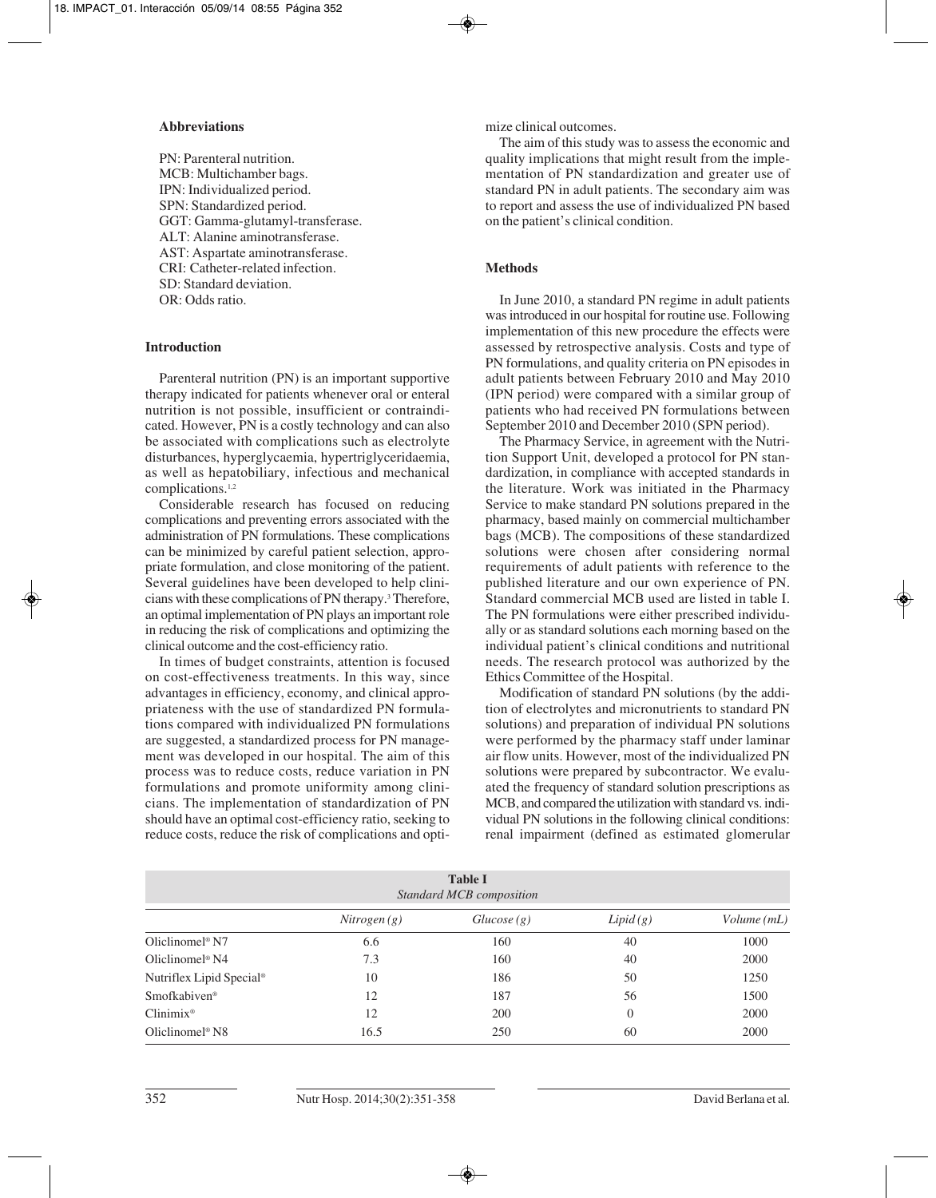### Abbreviations

PN: Parenteral nutrition.
MCB: Multichamber bags.
IPN: Individualized period.
SPN: Standardized period.
GGT: Gamma-glutamyl-transferase.
ALT: Alanine aminotransferase.
AST: Aspartate aminotransferase.
CRI: Catheter-related infection.
SD: Standard deviation.
OR: Odds ratio.

### Introduction

Parenteral nutrition (PN) is an important supportive therapy indicated for patients whenever oral or enteral nutrition is not possible, insufficient or contraindicated. However, PN is a costly technology and can also be associated with complications such as electrolyte disturbances, hyperglycaemia, hypertriglyceridaemia, as well as hepatobiliary, infectious and mechanical complications.[1,2]

Considerable research has focused on reducing complications and preventing errors associated with the administration of PN formulations. These complications can be minimized by careful patient selection, appropriate formulation, and close monitoring of the patient. Several guidelines have been developed to help clinicians with these complications of PN therapy.[3] Therefore, an optimal implementation of PN plays an important role in reducing the risk of complications and optimizing the clinical outcome and the cost-efficiency ratio.

In times of budget constraints, attention is focused on cost-effectiveness treatments. In this way, since advantages in efficiency, economy, and clinical appropriateness with the use of standardized PN formulations compared with individualized PN formulations are suggested, a standardized process for PN management was developed in our hospital. The aim of this process was to reduce costs, reduce variation in PN formulations and promote uniformity among clinicians. The implementation of standardization of PN should have an optimal cost-efficiency ratio, seeking to reduce costs, reduce the risk of complications and optimize clinical outcomes.

The aim of this study was to assess the economic and quality implications that might result from the implementation of PN standardization and greater use of standard PN in adult patients. The secondary aim was to report and assess the use of individualized PN based on the patient's clinical condition.

### Methods

In June 2010, a standard PN regime in adult patients was introduced in our hospital for routine use. Following implementation of this new procedure the effects were assessed by retrospective analysis. Costs and type of PN formulations, and quality criteria on PN episodes in adult patients between February 2010 and May 2010 (IPN period) were compared with a similar group of patients who had received PN formulations between September 2010 and December 2010 (SPN period).

The Pharmacy Service, in agreement with the Nutrition Support Unit, developed a protocol for PN standardization, in compliance with accepted standards in the literature. Work was initiated in the Pharmacy Service to make standard PN solutions prepared in the pharmacy, based mainly on commercial multichamber bags (MCB). The compositions of these standardized solutions were chosen after considering normal requirements of adult patients with reference to the published literature and our own experience of PN. Standard commercial MCB used are listed in table I. The PN formulations were either prescribed individually or as standard solutions each morning based on the individual patient's clinical conditions and nutritional needs. The research protocol was authorized by the Ethics Committee of the Hospital.

Modification of standard PN solutions (by the addition of electrolytes and micronutrients to standard PN solutions) and preparation of individual PN solutions were performed by the pharmacy staff under laminar air flow units. However, most of the individualized PN solutions were prepared by subcontractor. We evaluated the frequency of standard solution prescriptions as MCB, and compared the utilization with standard vs. individual PN solutions in the following clinical conditions: renal impairment (defined as estimated glomerular

**Table I**
*Standard MCB composition*

| | *Nitrogen (g)* | *Glucose (g)* | *Lipid (g)* | *Volume (mL)* |
|---|---|---|---|---|
| Oliclinomel® N7 | 6.6 | 160 | 40 | 1000 |
| Oliclinomel® N4 | 7.3 | 160 | 40 | 2000 |
| Nutriflex Lipid Special® | 10 | 186 | 50 | 1250 |
| Smofkabiven® | 12 | 187 | 56 | 1500 |
| Clinimix® | 12 | 200 | 0 | 2000 |
| Oliclinomel® N8 | 16.5 | 250 | 60 | 2000 |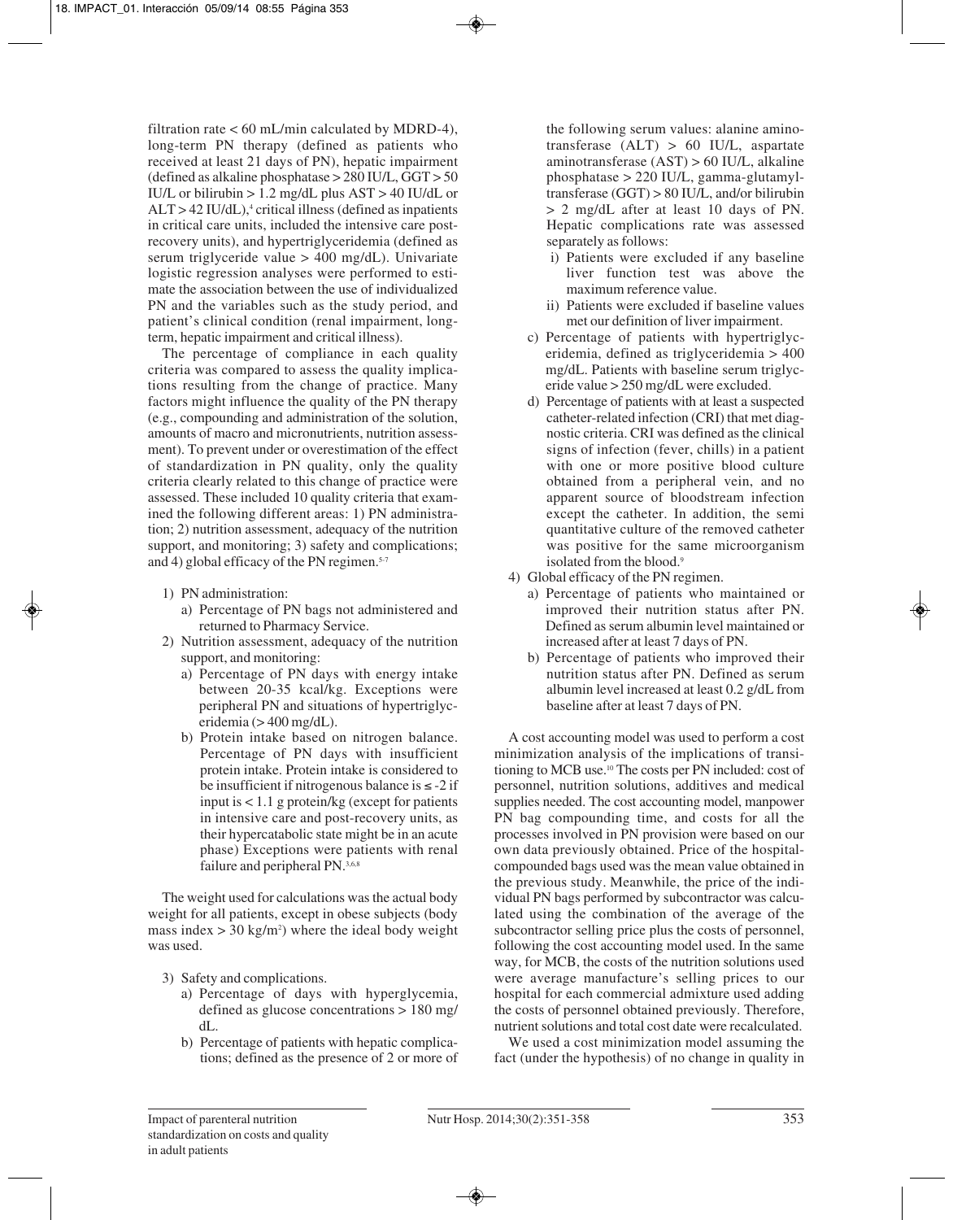filtration rate < 60 mL/min calculated by MDRD-4), long-term PN therapy (defined as patients who received at least 21 days of PN), hepatic impairment (defined as alkaline phosphatase > 280 IU/L, GGT > 50 IU/L or bilirubin > 1.2 mg/dL plus AST > 40 IU/dL or ALT > 42 IU/dL),[4] critical illness (defined as inpatients in critical care units, included the intensive care post-recovery units), and hypertriglyceridemia (defined as serum triglyceride value > 400 mg/dL). Univariate logistic regression analyses were performed to estimate the association between the use of individualized PN and the variables such as the study period, and patient's clinical condition (renal impairment, long-term, hepatic impairment and critical illness).

The percentage of compliance in each quality criteria was compared to assess the quality implications resulting from the change of practice. Many factors might influence the quality of the PN therapy (e.g., compounding and administration of the solution, amounts of macro and micronutrients, nutrition assessment). To prevent under or overestimation of the effect of standardization in PN quality, only the quality criteria clearly related to this change of practice were assessed. These included 10 quality criteria that examined the following different areas: 1) PN administration; 2) nutrition assessment, adequacy of the nutrition support, and monitoring; 3) safety and complications; and 4) global efficacy of the PN regimen.[5-7]

1) PN administration:
   a) Percentage of PN bags not administered and returned to Pharmacy Service.
2) Nutrition assessment, adequacy of the nutrition support, and monitoring:
   a) Percentage of PN days with energy intake between 20-35 kcal/kg. Exceptions were peripheral PN and situations of hypertriglyceridemia (> 400 mg/dL).
   b) Protein intake based on nitrogen balance. Percentage of PN days with insufficient protein intake. Protein intake is considered to be insufficient if nitrogenous balance is ≤ -2 if input is < 1.1 g protein/kg (except for patients in intensive care and post-recovery units, as their hypercatabolic state might be in an acute phase) Exceptions were patients with renal failure and peripheral PN.[3,6,8]

The weight used for calculations was the actual body weight for all patients, except in obese subjects (body mass index > 30 kg/m$^2$) where the ideal body weight was used.

3) Safety and complications.
   a) Percentage of days with hyperglycemia, defined as glucose concentrations > 180 mg/dL.
   b) Percentage of patients with hepatic complications; defined as the presence of 2 or more of the following serum values: alanine aminotransferase (ALT) > 60 IU/L, aspartate aminotransferase (AST) > 60 IU/L, alkaline phosphatase > 220 IU/L, gamma-glutamyltransferase (GGT) > 80 IU/L, and/or bilirubin > 2 mg/dL after at least 10 days of PN. Hepatic complications rate was assessed separately as follows:
      i) Patients were excluded if any baseline liver function test was above the maximum reference value.
      ii) Patients were excluded if baseline values met our definition of liver impairment.
   c) Percentage of patients with hypertriglyceridemia, defined as triglyceridemia > 400 mg/dL. Patients with baseline serum triglyceride value > 250 mg/dL were excluded.
   d) Percentage of patients with at least a suspected catheter-related infection (CRI) that met diagnostic criteria. CRI was defined as the clinical signs of infection (fever, chills) in a patient with one or more positive blood culture obtained from a peripheral vein, and no apparent source of bloodstream infection except the catheter. In addition, the semi quantitative culture of the removed catheter was positive for the same microorganism isolated from the blood.[9]
4) Global efficacy of the PN regimen.
   a) Percentage of patients who maintained or improved their nutrition status after PN. Defined as serum albumin level maintained or increased after at least 7 days of PN.
   b) Percentage of patients who improved their nutrition status after PN. Defined as serum albumin level increased at least 0.2 g/dL from baseline after at least 7 days of PN.

A cost accounting model was used to perform a cost minimization analysis of the implications of transitioning to MCB use.[10] The costs per PN included: cost of personnel, nutrition solutions, additives and medical supplies needed. The cost accounting model, manpower PN bag compounding time, and costs for all the processes involved in PN provision were based on our own data previously obtained. Price of the hospital-compounded bags used was the mean value obtained in the previous study. Meanwhile, the price of the individual PN bags performed by subcontractor was calculated using the combination of the average of the subcontractor selling price plus the costs of personnel, following the cost accounting model used. In the same way, for MCB, the costs of the nutrition solutions used were average manufacture's selling prices to our hospital for each commercial admixture used adding the costs of personnel obtained previously. Therefore, nutrient solutions and total cost date were recalculated.

We used a cost minimization model assuming the fact (under the hypothesis) of no change in quality in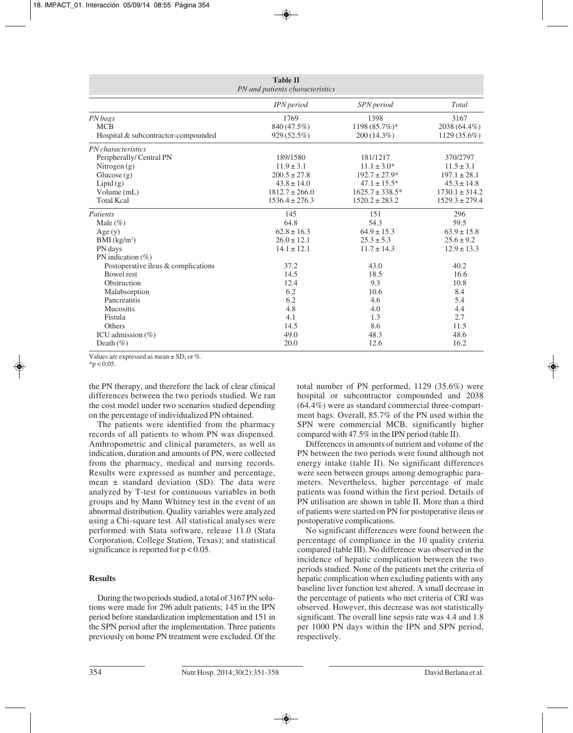**Table II**
*PN and patients characteristics*

| | *IPN period* | *SPN period* | *Total* |
|---|---|---|---|
| *PN bags* | 1769 | 1398 | 3167 |
| MCB | 840 (47.5%) | 1198 (85.7%)* | 2038 (64.4%) |
| Hospital & subcontractor-compounded | 929 (52.5%) | 200 (14.3%) | 1129 (35.6%) |
| *PN characteristics* | | | |
| Peripherally/ Central PN | 189/1580 | 181/1217 | 370/2797 |
| Nitrogen (g) | 11.9 ± 3.1 | 11.1 ± 3.0* | 11.5 ± 3.1 |
| Glucose (g) | 200.5 ± 27.8 | 192.7 ± 27.9* | 197.1 ± 28.1 |
| Lipid (g) | 43.8 ± 14.0 | 47.1 ± 15.5* | 45.3 ± 14.8 |
| Volume (mL) | 1812.7 ± 266.0 | 1625.7 ± 338.5* | 1730.1 ± 314.2 |
| Total Kcal | 1536.4 ± 276.3 | 1520.2 ± 283.2 | 1529.3 ± 279.4 |
| *Patients* | 145 | 151 | 296 |
| Male (%) | 64.8 | 54.3 | 59.5 |
| Age (y) | 62.8 ± 16.3 | 64.9 ± 15.3 | 63.9 ± 15.8 |
| BMI (kg/m²) | 26.0 ± 12.1 | 25.3 ± 5.3 | 25.6 ± 9.2 |
| PN days | 14.1 ± 12.1 | 11.7 ± 14.3 | 12.9 ± 13.3 |
| PN indication (%) | | | |
| Postoperative ileus & complications | 37.2 | 43.0 | 40.2 |
| Bowel rest | 14.5 | 18.5 | 16.6 |
| Obstruction | 12.4 | 9.3 | 10.8 |
| Malabsorption | 6.2 | 10.6 | 8.4 |
| Pancreatitis | 6.2 | 4.6 | 5.4 |
| Mucositis | 4.8 | 4.0 | 4.4 |
| Fistula | 4.1 | 1.3 | 2.7 |
| Others | 14.5 | 8.6 | 11.5 |
| ICU admission (%) | 49.0 | 48.3 | 48.6 |
| Death (%) | 20.0 | 12.6 | 16.2 |

Values are expressed as mean ± SD, or %.
*$p < 0.05$.

the PN therapy, and therefore the lack of clear clinical differences between the two periods studied. We ran the cost model under two scenarios studied depending on the percentage of individualized PN obtained.

The patients were identified from the pharmacy records of all patients to whom PN was dispensed. Anthropometric and clinical parameters, as well as indication, duration and amounts of PN, were collected from the pharmacy, medical and nursing records. Results were expressed as number and percentage, mean ± standard deviation (SD). The data were analyzed by T-test for continuous variables in both groups and by Mann Whitney test in the event of an abnormal distribution. Quality variables were analyzed using a Chi-square test. All statistical analyses were performed with Stata software, release 11.0 (Stata Corporation, College Station, Texas); and statistical significance is reported for $p < 0.05$.

## Results

During the two periods studied, a total of 3167 PN solutions were made for 296 adult patients; 145 in the IPN period before standardization implementation and 151 in the SPN period after the implementation. Three patients previously on home PN treatment were excluded. Of the total number of PN performed, 1129 (35.6%) were hospital or subcontractor compounded and 2038 (64.4%) were as standard commercial three-compartment bags. Overall, 85.7% of the PN used within the SPN were commercial MCB, significantly higher compared with 47.5% in the IPN period (table II).

Differences in amounts of nutrient and volume of the PN between the two periods were found although not energy intake (table II). No significant differences were seen between groups among demographic parameters. Nevertheless, higher percentage of male patients was found within the first period. Details of PN utilisation are shown in table II. More than a third of patients were started on PN for postoperative ileus or postoperative complications.

No significant differences were found between the percentage of compliance in the 10 quality criteria compared (table III). No difference was observed in the incidence of hepatic complication between the two periods studied. None of the patients met the criteria of hepatic complication when excluding patients with any baseline liver function test altered. A small decrease in the percentage of patients who met criteria of CRI was observed. However, this decrease was not statistically significant. The overall line sepsis rate was 4.4 and 1.8 per 1000 PN days within the IPN and SPN period, respectively.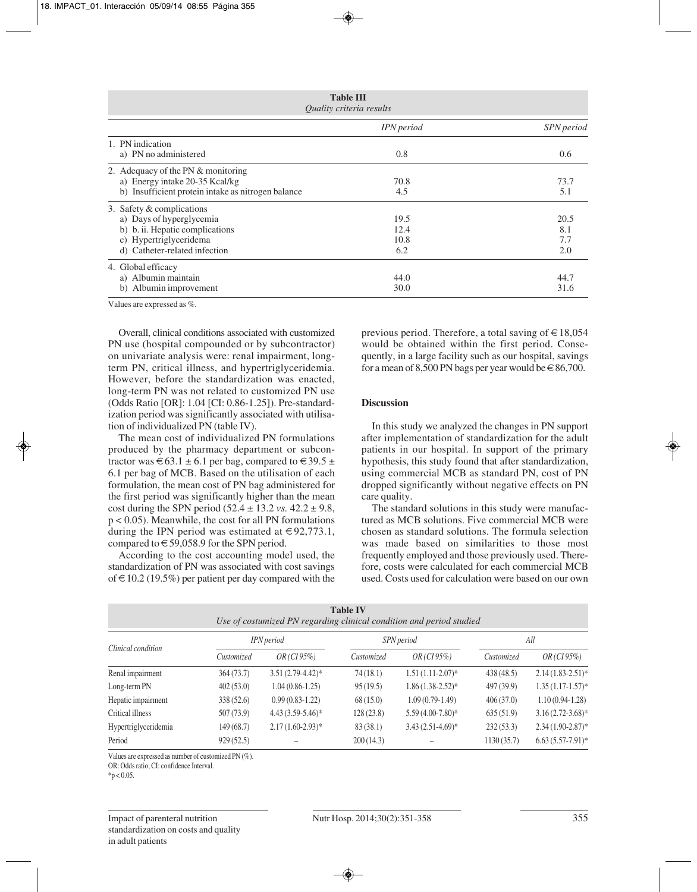**Table III**
*Quality criteria results*

| | *IPN period* | *SPN period* |
|---|---|---|
| 1. PN indication | | |
| a) PN no administered | 0.8 | 0.6 |
| 2. Adequacy of the PN & monitoring | | |
| a) Energy intake 20-35 Kcal/kg | 70.8 | 73.7 |
| b) Insufficient protein intake as nitrogen balance | 4.5 | 5.1 |
| 3. Safety & complications | | |
| a) Days of hyperglycemia | 19.5 | 20.5 |
| b) b. ii. Hepatic complications | 12.4 | 8.1 |
| c) Hypertriglyceridema | 10.8 | 7.7 |
| d) Catheter-related infection | 6.2 | 2.0 |
| 4. Global efficacy | | |
| a) Albumin maintain | 44.0 | 44.7 |
| b) Albumin improvement | 30.0 | 31.6 |

Values are expressed as %.

Overall, clinical conditions associated with customized PN use (hospital compounded or by subcontractor) on univariate analysis were: renal impairment, long-term PN, critical illness, and hypertriglyceridemia. However, before the standardization was enacted, long-term PN was not related to customized PN use (Odds Ratio [OR]: 1.04 [CI: 0.86-1.25]). Pre-standardization period was significantly associated with utilisation of individualized PN (table IV).

The mean cost of individualized PN formulations produced by the pharmacy department or subcontractor was €63.1 ± 6.1 per bag, compared to €39.5 ± 6.1 per bag of MCB. Based on the utilisation of each formulation, the mean cost of PN bag administered for the first period was significantly higher than the mean cost during the SPN period (52.4 ± 13.2 *vs.* 42.2 ± 9.8, $p < 0.05$). Meanwhile, the cost for all PN formulations during the IPN period was estimated at €92,773.1, compared to €59,058.9 for the SPN period.

According to the cost accounting model used, the standardization of PN was associated with cost savings of €10.2 (19.5%) per patient per day compared with the previous period. Therefore, a total saving of €18,054 would be obtained within the first period. Consequently, in a large facility such as our hospital, savings for a mean of 8,500 PN bags per year would be €86,700.

## Discussion

In this study we analyzed the changes in PN support after implementation of standardization for the adult patients in our hospital. In support of the primary hypothesis, this study found that after standardization, using commercial MCB as standard PN, cost of PN dropped significantly without negative effects on PN care quality.

The standard solutions in this study were manufactured as MCB solutions. Five commercial MCB were chosen as standard solutions. The formula selection was made based on similarities to those most frequently employed and those previously used. Therefore, costs were calculated for each commercial MCB used. Costs used for calculation were based on our own

**Table IV**
*Use of costumized PN regarding clinical condition and period studied*

| *Clinical condition* | *IPN period* | | *SPN period* | | *All* | |
|---|---|---|---|---|---|---|
| | *Customized* | *OR (CI 95%)* | *Customized* | *OR (CI 95%)* | *Customized* | *OR (CI 95%)* |
| Renal impairment | 364 (73.7) | 3.51 (2.79-4.42)* | 74 (18.1) | 1.51 (1.11-2.07)* | 438 (48.5) | 2.14 (1.83-2.51)* |
| Long-term PN | 402 (53.0) | 1.04 (0.86-1.25) | 95 (19.5) | 1.86 (1.38-2.52)* | 497 (39.9) | 1.35 (1.17-1.57)* |
| Hepatic impairment | 338 (52.6) | 0.99 (0.83-1.22) | 68 (15.0) | 1.09 (0.79-1.49) | 406 (37.0) | 1.10 (0.94-1.28) |
| Critical illness | 507 (73.9) | 4.43 (3.59-5.46)* | 128 (23.8) | 5.59 (4.00-7.80)* | 635 (51.9) | 3.16 (2.72-3.68)* |
| Hypertriglyceridemia | 149 (68.7) | 2.17 (1.60-2.93)* | 83 (38.1) | 3.43 (2.51-4.69)* | 232 (53.3) | 2.34 (1.90-2.87)* |
| Period | 929 (52.5) | – | 200 (14.3) | – | 1130 (35.7) | 6.63 (5.57-7.91)* |

Values are expressed as number of customized PN (%).
OR: Odds ratio; CI: confidence Interval.
*$p < 0.05$.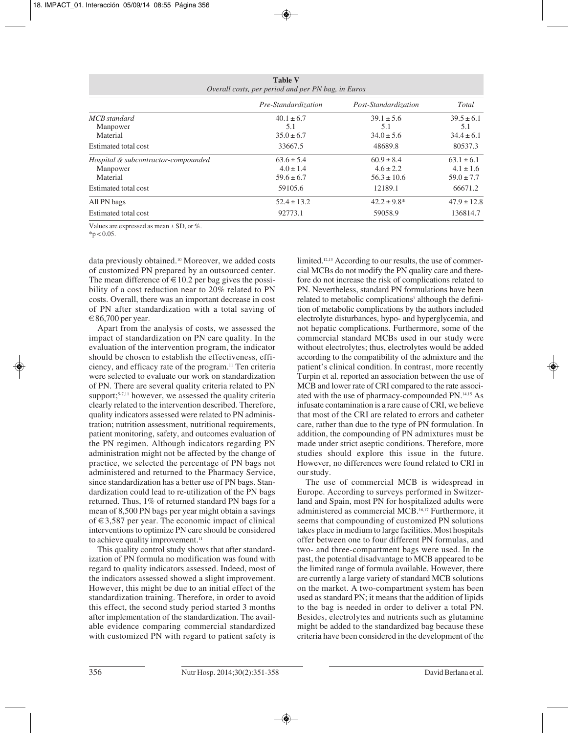**Table V**
*Overall costs, per period and per PN bag, in Euros*

| | *Pre-Standardization* | *Post-Standardization* | *Total* |
|---|---|---|---|
| *MCB standard* | 40.1 ± 6.7 | 39.1 ± 5.6 | 39.5 ± 6.1 |
| Manpower | 5.1 | 5.1 | 5.1 |
| Material | 35.0 ± 6.7 | 34.0 ± 5.6 | 34.4 ± 6.1 |
| Estimated total cost | 33667.5 | 48689.8 | 80537.3 |
| *Hospital & subcontractor-compounded* | 63.6 ± 5.4 | 60.9 ± 8.4 | 63.1 ± 6.1 |
| Manpower | 4.0 ± 1.4 | 4.6 ± 2.2 | 4.1 ± 1.6 |
| Material | 59.6 ± 6.7 | 56.3 ± 10.6 | 59.0 ± 7.7 |
| Estimated total cost | 59105.6 | 12189.1 | 66671.2 |
| All PN bags | 52.4 ± 13.2 | 42.2 ± 9.8* | 47.9 ± 12.8 |
| Estimated total cost | 92773.1 | 59058.9 | 136814.7 |

Values are expressed as mean ± SD, or %.
*$p < 0.05$.

data previously obtained.[10] Moreover, we added costs of customized PN prepared by an outsourced center. The mean difference of €10.2 per bag gives the possibility of a cost reduction near to 20% related to PN costs. Overall, there was an important decrease in cost of PN after standardization with a total saving of €86,700 per year.

Apart from the analysis of costs, we assessed the impact of standardization on PN care quality. In the evaluation of the intervention program, the indicator should be chosen to establish the effectiveness, efficiency, and efficacy rate of the program.[11] Ten criteria were selected to evaluate our work on standardization of PN. There are several quality criteria related to PN support;[5-7,11] however, we assessed the quality criteria clearly related to the intervention described. Therefore, quality indicators assessed were related to PN administration; nutrition assessment, nutritional requirements, patient monitoring, safety, and outcomes evaluation of the PN regimen. Although indicators regarding PN administration might not be affected by the change of practice, we selected the percentage of PN bags not administered and returned to the Pharmacy Service, since standardization has a better use of PN bags. Standardization could lead to re-utilization of the PN bags returned. Thus, 1% of returned standard PN bags for a mean of 8,500 PN bags per year might obtain a savings of €3,587 per year. The economic impact of clinical interventions to optimize PN care should be considered to achieve quality improvement.[11]

This quality control study shows that after standardization of PN formula no modification was found with regard to quality indicators assessed. Indeed, most of the indicators assessed showed a slight improvement. However, this might be due to an initial effect of the standardization training. Therefore, in order to avoid this effect, the second study period started 3 months after implementation of the standardization. The available evidence comparing commercial standardized with customized PN with regard to patient safety is limited.[12,13] According to our results, the use of commercial MCBs do not modify the PN quality care and therefore do not increase the risk of complications related to PN. Nevertheless, standard PN formulations have been related to metabolic complications[7] although the definition of metabolic complications by the authors included electrolyte disturbances, hypo- and hyperglycemia, and not hepatic complications. Furthermore, some of the commercial standard MCBs used in our study were without electrolytes; thus, electrolytes would be added according to the compatibility of the admixture and the patient's clinical condition. In contrast, more recently Turpin et al. reported an association between the use of MCB and lower rate of CRI compared to the rate associated with the use of pharmacy-compounded PN.[14,15] As infusate contamination is a rare cause of CRI, we believe that most of the CRI are related to errors and catheter care, rather than due to the type of PN formulation. In addition, the compounding of PN admixtures must be made under strict aseptic conditions. Therefore, more studies should explore this issue in the future. However, no differences were found related to CRI in our study.

The use of commercial MCB is widespread in Europe. According to surveys performed in Switzerland and Spain, most PN for hospitalized adults were administered as commercial MCB.[16,17] Furthermore, it seems that compounding of customized PN solutions takes place in medium to large facilities. Most hospitals offer between one to four different PN formulas, and two- and three-compartment bags were used. In the past, the potential disadvantage to MCB appeared to be the limited range of formula available. However, there are currently a large variety of standard MCB solutions on the market. A two-compartment system has been used as standard PN; it means that the addition of lipids to the bag is needed in order to deliver a total PN. Besides, electrolytes and nutrients such as glutamine might be added to the standardized bag because these criteria have been considered in the development of the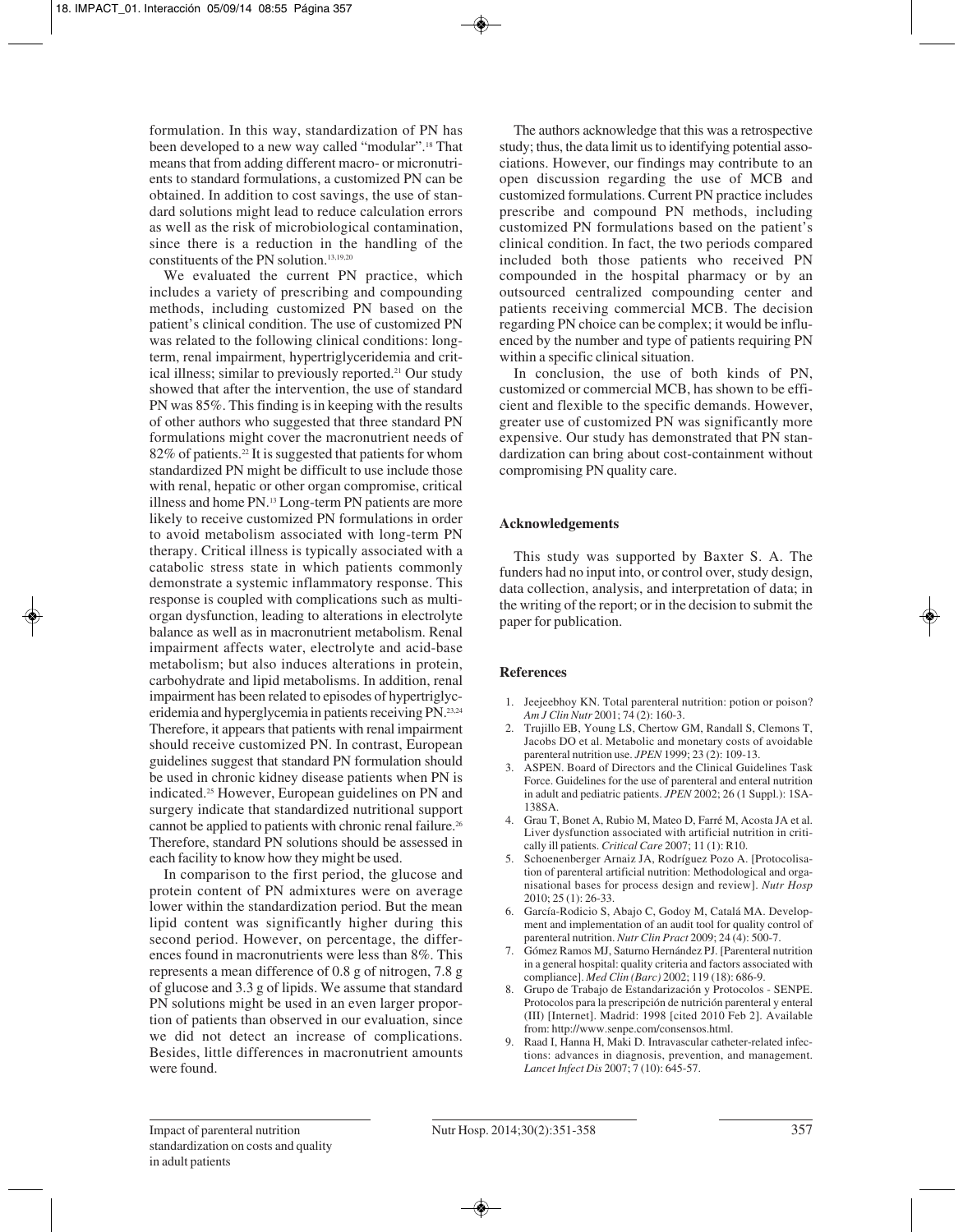formulation. In this way, standardization of PN has been developed to a new way called "modular".[18] That means that from adding different macro- or micronutrients to standard formulations, a customized PN can be obtained. In addition to cost savings, the use of standard solutions might lead to reduce calculation errors as well as the risk of microbiological contamination, since there is a reduction in the handling of the constituents of the PN solution.[13,19,20]

We evaluated the current PN practice, which includes a variety of prescribing and compounding methods, including customized PN based on the patient's clinical condition. The use of customized PN was related to the following clinical conditions: long-term, renal impairment, hypertriglyceridemia and critical illness; similar to previously reported.[21] Our study showed that after the intervention, the use of standard PN was 85%. This finding is in keeping with the results of other authors who suggested that three standard PN formulations might cover the macronutrient needs of 82% of patients.[22] It is suggested that patients for whom standardized PN might be difficult to use include those with renal, hepatic or other organ compromise, critical illness and home PN.[13] Long-term PN patients are more likely to receive customized PN formulations in order to avoid metabolism associated with long-term PN therapy. Critical illness is typically associated with a catabolic stress state in which patients commonly demonstrate a systemic inflammatory response. This response is coupled with complications such as multi-organ dysfunction, leading to alterations in electrolyte balance as well as in macronutrient metabolism. Renal impairment affects water, electrolyte and acid-base metabolism; but also induces alterations in protein, carbohydrate and lipid metabolisms. In addition, renal impairment has been related to episodes of hypertriglyceridemia and hyperglycemia in patients receiving PN.[23,24] Therefore, it appears that patients with renal impairment should receive customized PN. In contrast, European guidelines suggest that standard PN formulation should be used in chronic kidney disease patients when PN is indicated.[25] However, European guidelines on PN and surgery indicate that standardized nutritional support cannot be applied to patients with chronic renal failure.[26] Therefore, standard PN solutions should be assessed in each facility to know how they might be used.

In comparison to the first period, the glucose and protein content of PN admixtures were on average lower within the standardization period. But the mean lipid content was significantly higher during this second period. However, on percentage, the differences found in macronutrients were less than 8%. This represents a mean difference of 0.8 g of nitrogen, 7.8 g of glucose and 3.3 g of lipids. We assume that standard PN solutions might be used in an even larger proportion of patients than observed in our evaluation, since we did not detect an increase of complications. Besides, little differences in macronutrient amounts were found.

The authors acknowledge that this was a retrospective study; thus, the data limit us to identifying potential associations. However, our findings may contribute to an open discussion regarding the use of MCB and customized formulations. Current PN practice includes prescribe and compound PN methods, including customized PN formulations based on the patient's clinical condition. In fact, the two periods compared included both those patients who received PN compounded in the hospital pharmacy or by an outsourced centralized compounding center and patients receiving commercial MCB. The decision regarding PN choice can be complex; it would be influenced by the number and type of patients requiring PN within a specific clinical situation.

In conclusion, the use of both kinds of PN, customized or commercial MCB, has shown to be efficient and flexible to the specific demands. However, greater use of customized PN was significantly more expensive. Our study has demonstrated that PN standardization can bring about cost-containment without compromising PN quality care.

## Acknowledgements

This study was supported by Baxter S. A. The funders had no input into, or control over, study design, data collection, analysis, and interpretation of data; in the writing of the report; or in the decision to submit the paper for publication.

## References

1. Jeejeebhoy KN. Total parenteral nutrition: potion or poison? *Am J Clin Nutr* 2001; 74 (2): 160-3.
2. Trujillo EB, Young LS, Chertow GM, Randall S, Clemons T, Jacobs DO et al. Metabolic and monetary costs of avoidable parenteral nutrition use. *JPEN* 1999; 23 (2): 109-13.
3. ASPEN. Board of Directors and the Clinical Guidelines Task Force. Guidelines for the use of parenteral and enteral nutrition in adult and pediatric patients. *JPEN* 2002; 26 (1 Suppl.): 1SA-138SA.
4. Grau T, Bonet A, Rubio M, Mateo D, Farré M, Acosta JA et al. Liver dysfunction associated with artificial nutrition in critically ill patients. *Critical Care* 2007; 11 (1): R10.
5. Schoenenberger Arnaiz JA, Rodríguez Pozo A. [Protocolisation of parenteral artificial nutrition: Methodological and organisational bases for process design and review]. *Nutr Hosp* 2010; 25 (1): 26-33.
6. García-Rodicio S, Abajo C, Godoy M, Catalá MA. Development and implementation of an audit tool for quality control of parenteral nutrition. *Nutr Clin Pract* 2009; 24 (4): 500-7.
7. Gómez Ramos MJ, Saturno Hernández PJ. [Parenteral nutrition in a general hospital: quality criteria and factors associated with compliance]. *Med Clin (Barc)* 2002; 119 (18): 686-9.
8. Grupo de Trabajo de Estandarización y Protocolos - SENPE. Protocolos para la prescripción de nutrición parenteral y enteral (III) [Internet]. Madrid: 1998 [cited 2010 Feb 2]. Available from: http://www.senpe.com/consensos.html.
9. Raad I, Hanna H, Maki D. Intravascular catheter-related infections: advances in diagnosis, prevention, and management. *Lancet Infect Dis* 2007; 7 (10): 645-57.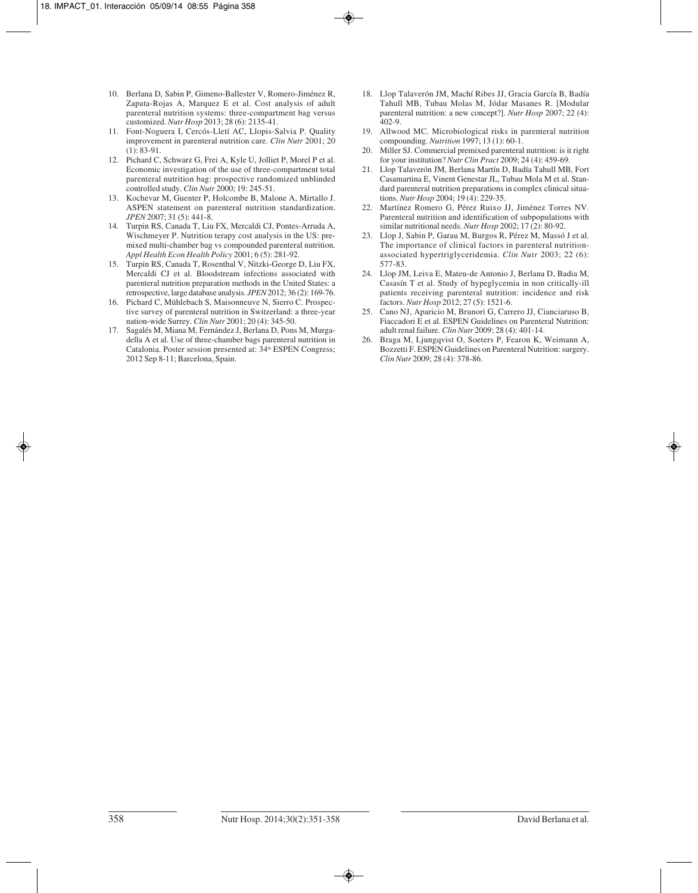10. Berlana D, Sabin P, Gimeno-Ballester V, Romero-Jiménez R, Zapata-Rojas A, Marquez E et al. Cost analysis of adult parenteral nutrition systems: three-compartment bag versus customized. *Nutr Hosp* 2013; 28 (6): 2135-41.
11. Font-Noguera I, Cercós-Lletí AC, Llopis-Salvia P. Quality improvement in parenteral nutrition care. *Clin Nutr* 2001; 20 (1): 83-91.
12. Pichard C, Schwarz G, Frei A, Kyle U, Jolliet P, Morel P et al. Economic investigation of the use of three-compartment total parenteral nutrition bag: prospective randomized unblinded controlled study. *Clin Nutr* 2000; 19: 245-51.
13. Kochevar M, Guenter P, Holcombe B, Malone A, Mirtallo J. ASPEN statement on parenteral nutrition standardization. *JPEN* 2007; 31 (5): 441-8.
14. Turpin RS, Canada T, Liu FX, Mercaldi CJ, Pontes-Arruda A, Wischmeyer P. Nutrition terapy cost analysis in the US: pre-mixed multi-chamber bag vs compounded parenteral nutrition. *Appl Health Econ Health Policy* 2001; 6 (5): 281-92.
15. Turpin RS, Canada T, Rosenthal V, Nitzki-George D, Liu FX, Mercaldi CJ et al. Bloodstream infections associated with parenteral nutrition preparation methods in the United States: a retrospective, large database analysis. *JPEN* 2012; 36 (2): 169-76.
16. Pichard C, Mühlebach S, Maisonneuve N, Sierro C. Prospective survey of parenteral nutrition in Switzerland: a three-year nation-wide Surrey. *Clin Nutr* 2001; 20 (4): 345-50.
17. Sagalés M, Miana M, Fernández J, Berlana D, Pons M, Murgadella A et al. Use of three-chamber bags parenteral nutrition in Catalonia. Poster session presented at: 34th ESPEN Congress; 2012 Sep 8-11; Barcelona, Spain.
18. Llop Talaverón JM, Machí Ribes JJ, Gracia García B, Badía Tahull MB, Tubau Molas M, Jódar Masanes R. [Modular parenteral nutrition: a new concept?]. *Nutr Hosp* 2007; 22 (4): 402-9.
19. Allwood MC. Microbiological risks in parenteral nutrition compounding. *Nutrition* 1997; 13 (1): 60-1.
20. Miller SJ. Commercial premixed parenteral nutrition: is it right for your institution? *Nutr Clin Pract* 2009; 24 (4): 459-69.
21. Llop Talaverón JM, Berlana Martín D, Badía Tahull MB, Fort Casamartina E, Vinent Genestar JL, Tubau Mola M et al. Standard parenteral nutrition preparations in complex clinical situations. *Nutr Hosp* 2004; 19 (4): 229-35.
22. Martínez Romero G, Pérez Ruixo JJ, Jiménez Torres NV. Parenteral nutrition and identification of subpopulations with similar nutritional needs. *Nutr Hosp* 2002; 17 (2): 80-92.
23. Llop J, Sabin P, Garau M, Burgos R, Pérez M, Massó J et al. The importance of clinical factors in parenteral nutrition-associated hypertriglyceridemia. *Clin Nutr* 2003; 22 (6): 577-83.
24. Llop JM, Leiva E, Mateu-de Antonio J, Berlana D, Badia M, Casasín T et al. Study of hypeglycemia in non critically-ill patients receiving parenteral nutrition: incidence and risk factors. *Nutr Hosp* 2012; 27 (5): 1521-6.
25. Cano NJ, Aparicio M, Brunori G, Carrero JJ, Cianciaruso B, Fiaccadori E et al. ESPEN Guidelines on Parenteral Nutrition: adult renal failure. *Clin Nutr* 2009; 28 (4): 401-14.
26. Braga M, Ljungqvist O, Soeters P, Fearon K, Weimann A, Bozzetti F. ESPEN Guidelines on Parenteral Nutrition: surgery. *Clin Nutr* 2009; 28 (4): 378-86.